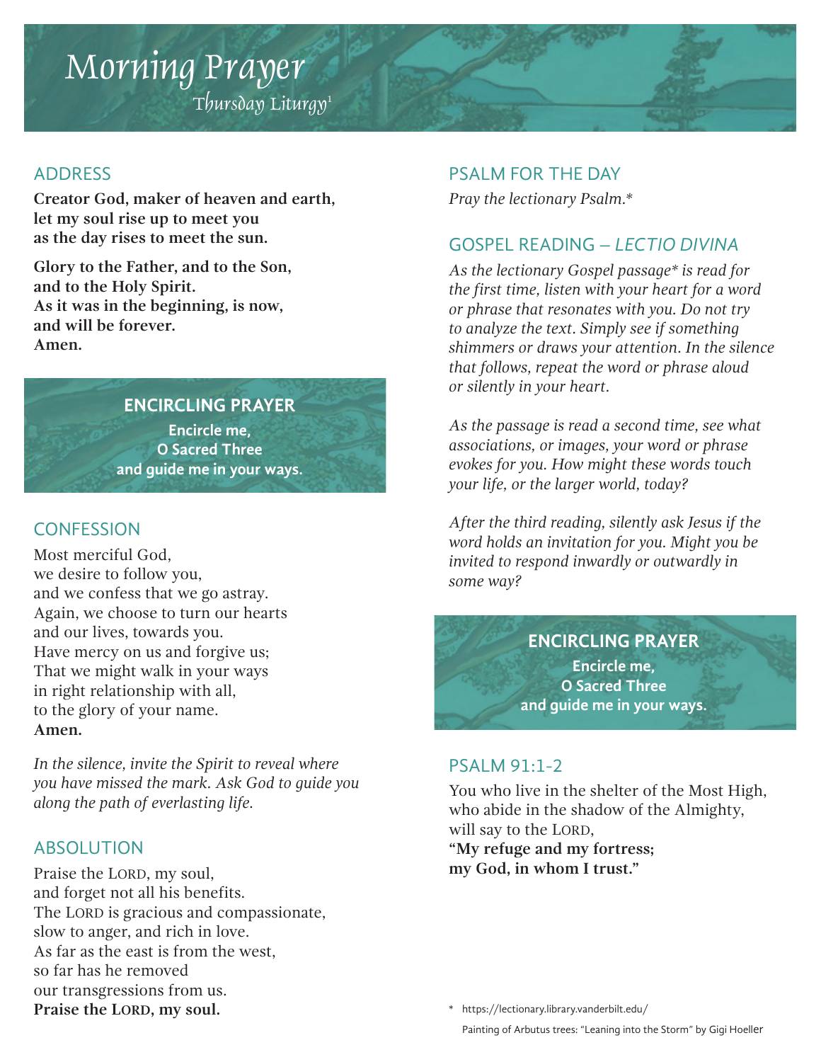# Morning Prayer

## Thursday Liturgy[1]

### ADDRESS

**Creator God, maker of heaven and earth,**
**let my soul rise up to meet you**
**as the day rises to meet the sun.**

**Glory to the Father, and to the Son,**
**and to the Holy Spirit.**
**As it was in the beginning, is now,**
**and will be forever.**
**Amen.**

### ENCIRCLING PRAYER

**Encircle me,**
**O Sacred Three**
**and guide me in your ways.**

### CONFESSION

Most merciful God,
we desire to follow you,
and we confess that we go astray.
Again, we choose to turn our hearts
and our lives, towards you.
Have mercy on us and forgive us;
That we might walk in your ways
in right relationship with all,
to the glory of your name.
**Amen.**

*In the silence, invite the Spirit to reveal where you have missed the mark. Ask God to guide you along the path of everlasting life.*

### ABSOLUTION

Praise the LORD, my soul,
and forget not all his benefits.
The LORD is gracious and compassionate,
slow to anger, and rich in love.
As far as the east is from the west,
so far has he removed
our transgressions from us.
**Praise the LORD, my soul.**

### PSALM FOR THE DAY

*Pray the lectionary Psalm.**

### GOSPEL READING – *LECTIO DIVINA*

*As the lectionary Gospel passage* is read for the first time, listen with your heart for a word or phrase that resonates with you. Do not try to analyze the text. Simply see if something shimmers or draws your attention. In the silence that follows, repeat the word or phrase aloud or silently in your heart.*

*As the passage is read a second time, see what associations, or images, your word or phrase evokes for you. How might these words touch your life, or the larger world, today?*

*After the third reading, silently ask Jesus if the word holds an invitation for you. Might you be invited to respond inwardly or outwardly in some way?*

### ENCIRCLING PRAYER

**Encircle me,**
**O Sacred Three**
**and guide me in your ways.**

### PSALM 91:1-2

You who live in the shelter of the Most High,
who abide in the shadow of the Almighty,
will say to the LORD,
**"My refuge and my fortress;**
**my God, in whom I trust."**

\* https://lectionary.library.vanderbilt.edu/

Painting of Arbutus trees: "Leaning into the Storm" by Gigi Hoeller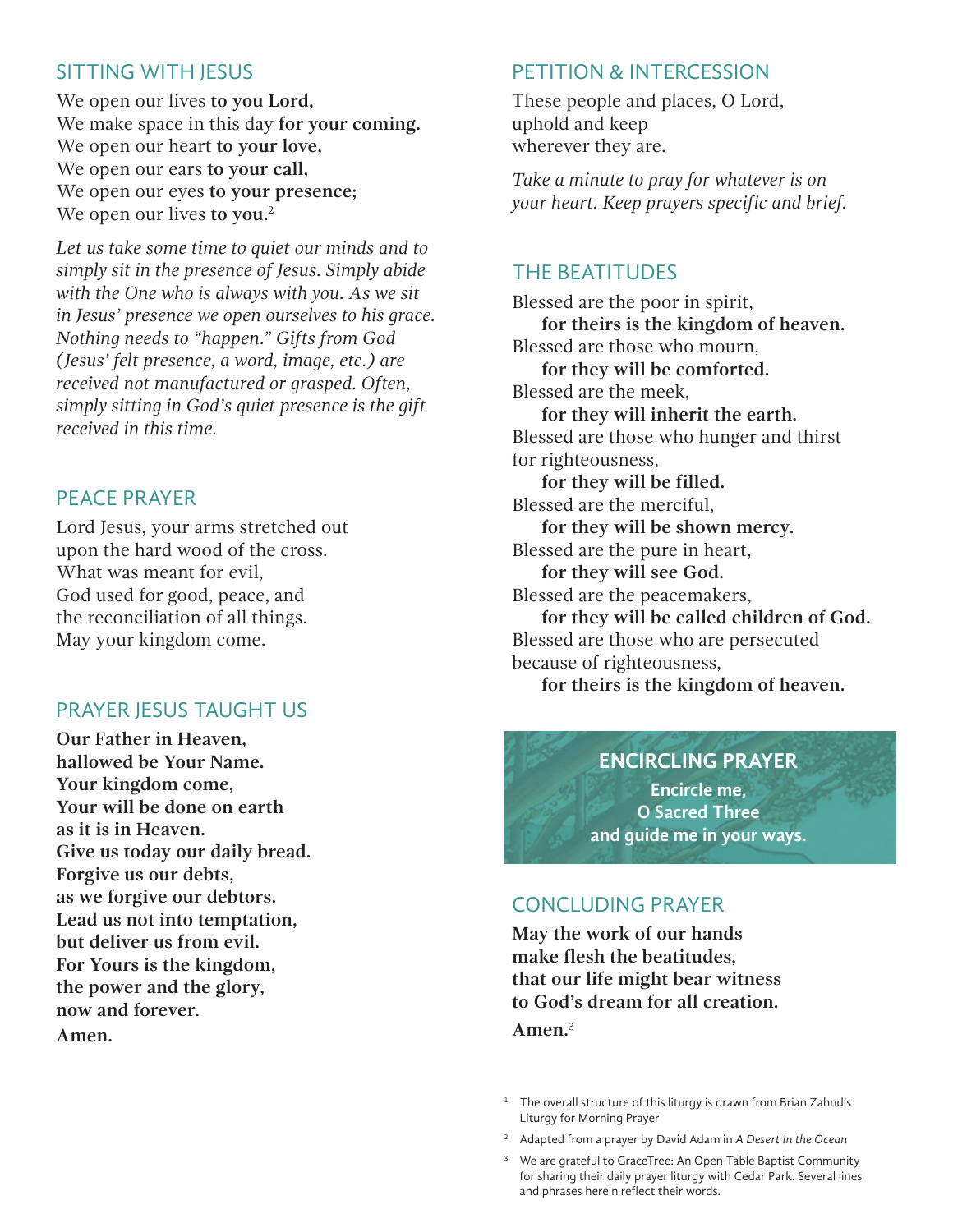## SITTING WITH JESUS

We open our lives **to you Lord,**
We make space in this day **for your coming.**
We open our heart **to your love,**
We open our ears **to your call,**
We open our eyes **to your presence;**
We open our lives **to you.**[2]

*Let us take some time to quiet our minds and to simply sit in the presence of Jesus. Simply abide with the One who is always with you. As we sit in Jesus' presence we open ourselves to his grace. Nothing needs to "happen." Gifts from God (Jesus' felt presence, a word, image, etc.) are received not manufactured or grasped. Often, simply sitting in God's quiet presence is the gift received in this time.*

## PEACE PRAYER

Lord Jesus, your arms stretched out
upon the hard wood of the cross.
What was meant for evil,
God used for good, peace, and
the reconciliation of all things.
May your kingdom come.

## PRAYER JESUS TAUGHT US

**Our Father in Heaven,**
**hallowed be Your Name.**
**Your kingdom come,**
**Your will be done on earth**
**as it is in Heaven.**
**Give us today our daily bread.**
**Forgive us our debts,**
**as we forgive our debtors.**
**Lead us not into temptation,**
**but deliver us from evil.**
**For Yours is the kingdom,**
**the power and the glory,**
**now and forever.**
**Amen.**

## PETITION & INTERCESSION

These people and places, O Lord,
uphold and keep
wherever they are.

*Take a minute to pray for whatever is on your heart. Keep prayers specific and brief.*

## THE BEATITUDES

Blessed are the poor in spirit,
**for theirs is the kingdom of heaven.**
Blessed are those who mourn,
**for they will be comforted.**
Blessed are the meek,
**for they will inherit the earth.**
Blessed are those who hunger and thirst for righteousness,
**for they will be filled.**
Blessed are the merciful,
**for they will be shown mercy.**
Blessed are the pure in heart,
**for they will see God.**
Blessed are the peacemakers,
**for they will be called children of God.**
Blessed are those who are persecuted because of righteousness,
**for theirs is the kingdom of heaven.**

## ENCIRCLING PRAYER

**Encircle me,**
**O Sacred Three**
**and guide me in your ways.**

## CONCLUDING PRAYER

**May the work of our hands**
**make flesh the beatitudes,**
**that our life might bear witness**
**to God's dream for all creation.**
**Amen.**[3]

[1] The overall structure of this liturgy is drawn from Brian Zahnd's Liturgy for Morning Prayer

[2] Adapted from a prayer by David Adam in *A Desert in the Ocean*

[3] We are grateful to GraceTree: An Open Table Baptist Community for sharing their daily prayer liturgy with Cedar Park. Several lines and phrases herein reflect their words.